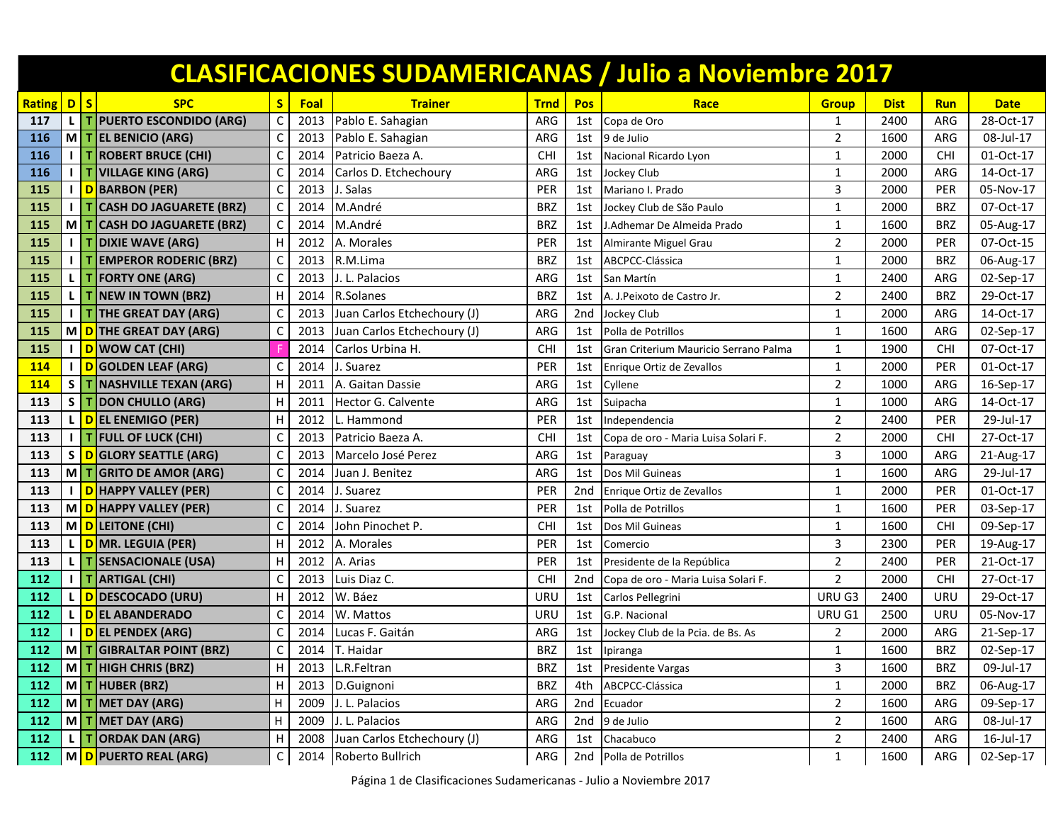# CLASIFICACIONES SUDAMERICANAS / Julio a Noviembre 2017

| Rating | D | S | SPC | S | Foal | Trainer | Trnd | Pos | Race | Group | Dist | Run | Date |
|---|---|---|---|---|---|---|---|---|---|---|---|---|---|
| 117 | L | T | PUERTO ESCONDIDO (ARG) | C | 2013 | Pablo E. Sahagian | ARG | 1st | Copa de Oro | 1 | 2400 | ARG | 28-Oct-17 |
| 116 | M | T | EL BENICIO (ARG) | C | 2013 | Pablo E. Sahagian | ARG | 1st | 9 de Julio | 2 | 1600 | ARG | 08-Jul-17 |
| 116 | I | T | ROBERT BRUCE (CHI) | C | 2014 | Patricio Baeza A. | CHI | 1st | Nacional Ricardo Lyon | 1 | 2000 | CHI | 01-Oct-17 |
| 116 | I | T | VILLAGE KING (ARG) | C | 2014 | Carlos D. Etchechoury | ARG | 1st | Jockey Club | 1 | 2000 | ARG | 14-Oct-17 |
| 115 | I | D | BARBON (PER) | C | 2013 | J. Salas | PER | 1st | Mariano I. Prado | 3 | 2000 | PER | 05-Nov-17 |
| 115 | I | T | CASH DO JAGUARETE (BRZ) | C | 2014 | M.André | BRZ | 1st | Jockey Club de São Paulo | 1 | 2000 | BRZ | 07-Oct-17 |
| 115 | M | T | CASH DO JAGUARETE (BRZ) | C | 2014 | M.André | BRZ | 1st | J.Adhemar De Almeida Prado | 1 | 1600 | BRZ | 05-Aug-17 |
| 115 | I | T | DIXIE WAVE (ARG) | H | 2012 | A. Morales | PER | 1st | Almirante Miguel Grau | 2 | 2000 | PER | 07-Oct-15 |
| 115 | I | T | EMPEROR RODERIC (BRZ) | C | 2013 | R.M.Lima | BRZ | 1st | ABCPCC-Clássica | 1 | 2000 | BRZ | 06-Aug-17 |
| 115 | L | T | FORTY ONE (ARG) | C | 2013 | J. L. Palacios | ARG | 1st | San Martín | 1 | 2400 | ARG | 02-Sep-17 |
| 115 | L | T | NEW IN TOWN (BRZ) | H | 2014 | R.Solanes | BRZ | 1st | A. J.Peixoto de Castro Jr. | 2 | 2400 | BRZ | 29-Oct-17 |
| 115 | I | T | THE GREAT DAY (ARG) | C | 2013 | Juan Carlos Etchechoury (J) | ARG | 2nd | Jockey Club | 1 | 2000 | ARG | 14-Oct-17 |
| 115 | M | D | THE GREAT DAY (ARG) | C | 2013 | Juan Carlos Etchechoury (J) | ARG | 1st | Polla de Potrillos | 1 | 1600 | ARG | 02-Sep-17 |
| 115 | I | D | WOW CAT (CHI) | F | 2014 | Carlos Urbina H. | CHI | 1st | Gran Criterium Mauricio Serrano Palma | 1 | 1900 | CHI | 07-Oct-17 |
| 114 | I | D | GOLDEN LEAF (ARG) | C | 2014 | J. Suarez | PER | 1st | Enrique Ortiz de Zevallos | 1 | 2000 | PER | 01-Oct-17 |
| 114 | S | T | NASHVILLE TEXAN (ARG) | H | 2011 | A. Gaitan Dassie | ARG | 1st | Cyllene | 2 | 1000 | ARG | 16-Sep-17 |
| 113 | S | T | DON CHULLO (ARG) | H | 2011 | Hector G. Calvente | ARG | 1st | Suipacha | 1 | 1000 | ARG | 14-Oct-17 |
| 113 | L | D | EL ENEMIGO (PER) | H | 2012 | L. Hammond | PER | 1st | Independencia | 2 | 2400 | PER | 29-Jul-17 |
| 113 | I | T | FULL OF LUCK (CHI) | C | 2013 | Patricio Baeza A. | CHI | 1st | Copa de oro - Maria Luisa Solari F. | 2 | 2000 | CHI | 27-Oct-17 |
| 113 | S | D | GLORY SEATTLE (ARG) | C | 2013 | Marcelo José Perez | ARG | 1st | Paraguay | 3 | 1000 | ARG | 21-Aug-17 |
| 113 | M | T | GRITO DE AMOR (ARG) | C | 2014 | Juan J. Benitez | ARG | 1st | Dos Mil Guineas | 1 | 1600 | ARG | 29-Jul-17 |
| 113 | I | D | HAPPY VALLEY (PER) | C | 2014 | J. Suarez | PER | 2nd | Enrique Ortiz de Zevallos | 1 | 2000 | PER | 01-Oct-17 |
| 113 | M | D | HAPPY VALLEY (PER) | C | 2014 | J. Suarez | PER | 1st | Polla de Potrillos | 1 | 1600 | PER | 03-Sep-17 |
| 113 | M | D | LEITONE (CHI) | C | 2014 | John Pinochet P. | CHI | 1st | Dos Mil Guineas | 1 | 1600 | CHI | 09-Sep-17 |
| 113 | L | D | MR. LEGUIA (PER) | H | 2012 | A. Morales | PER | 1st | Comercio | 3 | 2300 | PER | 19-Aug-17 |
| 113 | L | T | SENSACIONALE (USA) | H | 2012 | A. Arias | PER | 1st | Presidente de la República | 2 | 2400 | PER | 21-Oct-17 |
| 112 | I | T | ARTIGAL (CHI) | C | 2013 | Luis Diaz C. | CHI | 2nd | Copa de oro - Maria Luisa Solari F. | 2 | 2000 | CHI | 27-Oct-17 |
| 112 | L | D | DESCOCADO (URU) | H | 2012 | W. Báez | URU | 1st | Carlos Pellegrini | URU G3 | 2400 | URU | 29-Oct-17 |
| 112 | L | D | EL ABANDERADO | C | 2014 | W. Mattos | URU | 1st | G.P. Nacional | URU G1 | 2500 | URU | 05-Nov-17 |
| 112 | I | D | EL PENDEX (ARG) | C | 2014 | Lucas F. Gaitán | ARG | 1st | Jockey Club de la Pcia. de Bs. As | 2 | 2000 | ARG | 21-Sep-17 |
| 112 | M | T | GIBRALTAR POINT (BRZ) | C | 2014 | T. Haidar | BRZ | 1st | Ipiranga | 1 | 1600 | BRZ | 02-Sep-17 |
| 112 | M | T | HIGH CHRIS (BRZ) | H | 2013 | L.R.Feltran | BRZ | 1st | Presidente Vargas | 3 | 1600 | BRZ | 09-Jul-17 |
| 112 | M | T | HUBER (BRZ) | H | 2013 | D.Guignoni | BRZ | 4th | ABCPCC-Clássica | 1 | 2000 | BRZ | 06-Aug-17 |
| 112 | M | T | MET DAY (ARG) | H | 2009 | J. L. Palacios | ARG | 2nd | Ecuador | 2 | 1600 | ARG | 09-Sep-17 |
| 112 | M | T | MET DAY (ARG) | H | 2009 | J. L. Palacios | ARG | 2nd | 9 de Julio | 2 | 1600 | ARG | 08-Jul-17 |
| 112 | L | T | ORDAK DAN (ARG) | H | 2008 | Juan Carlos Etchechoury (J) | ARG | 1st | Chacabuco | 2 | 2400 | ARG | 16-Jul-17 |
| 112 | M | D | PUERTO REAL (ARG) | C | 2014 | Roberto Bullrich | ARG | 2nd | Polla de Potrillos | 1 | 1600 | ARG | 02-Sep-17 |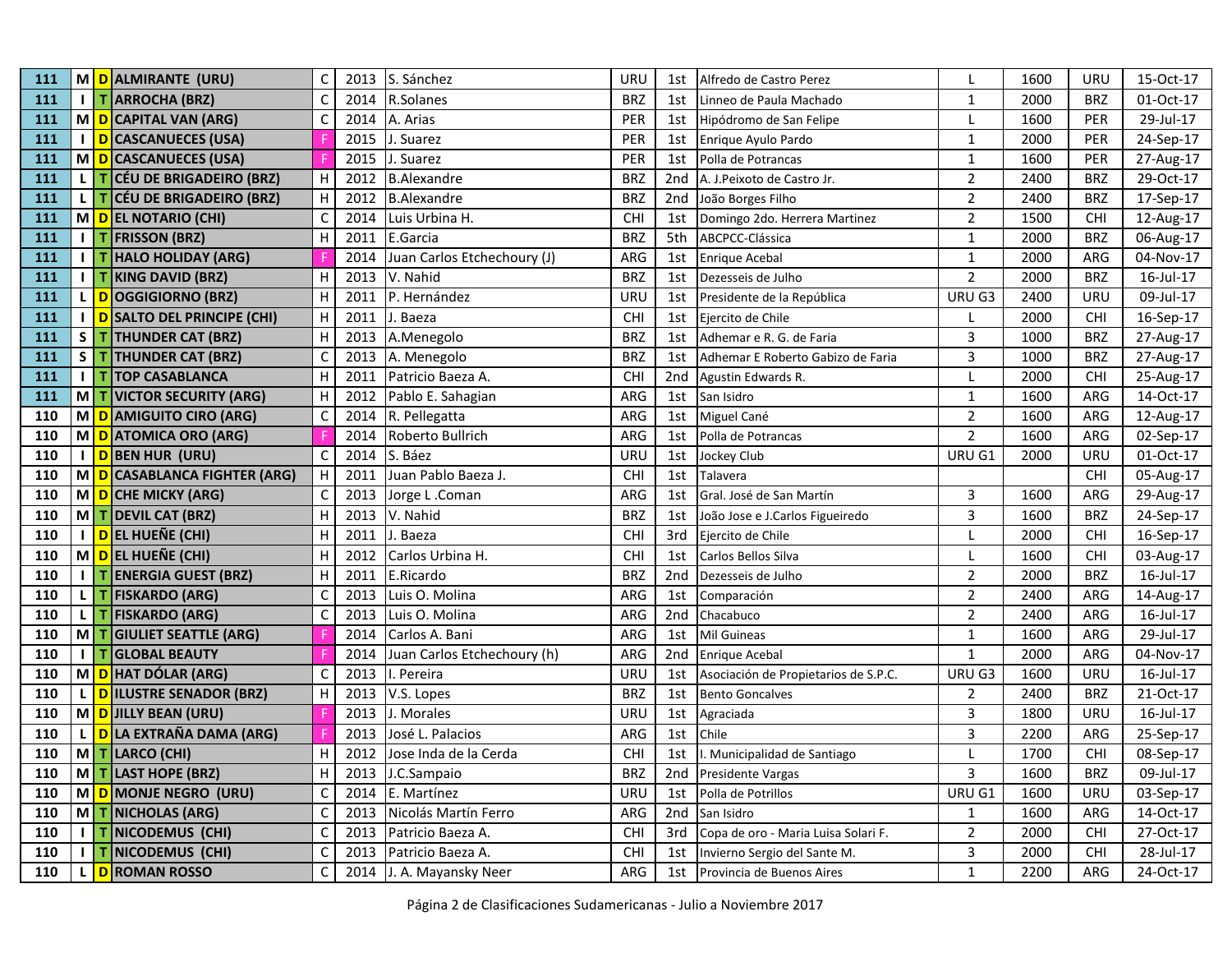| | | | | | | | | | | | | | |
|---|---|---|---|---|---|---|---|---|---|---|---|---|---|
| 111 | M | D | ALMIRANTE (URU) | C | 2013 | S. Sánchez | URU | 1st | Alfredo de Castro Perez | L | 1600 | URU | 15-Oct-17 |
| 111 | I | T | ARROCHA (BRZ) | C | 2014 | R.Solanes | BRZ | 1st | Linneo de Paula Machado | 1 | 2000 | BRZ | 01-Oct-17 |
| 111 | M | D | CAPITAL VAN (ARG) | C | 2014 | A. Arias | PER | 1st | Hipódromo de San Felipe | L | 1600 | PER | 29-Jul-17 |
| 111 | I | D | CASCANUECES (USA) | F | 2015 | J. Suarez | PER | 1st | Enrique Ayulo Pardo | 1 | 2000 | PER | 24-Sep-17 |
| 111 | M | D | CASCANUECES (USA) | F | 2015 | J. Suarez | PER | 1st | Polla de Potrancas | 1 | 1600 | PER | 27-Aug-17 |
| 111 | L | T | CÉU DE BRIGADEIRO (BRZ) | H | 2012 | B.Alexandre | BRZ | 2nd | A. J.Peixoto de Castro Jr. | 2 | 2400 | BRZ | 29-Oct-17 |
| 111 | L | T | CÉU DE BRIGADEIRO (BRZ) | H | 2012 | B.Alexandre | BRZ | 2nd | João Borges Filho | 2 | 2400 | BRZ | 17-Sep-17 |
| 111 | M | D | EL NOTARIO (CHI) | C | 2014 | Luis Urbina H. | CHI | 1st | Domingo 2do. Herrera Martinez | 2 | 1500 | CHI | 12-Aug-17 |
| 111 | I | T | FRISSON (BRZ) | H | 2011 | E.Garcia | BRZ | 5th | ABCPCC-Clássica | 1 | 2000 | BRZ | 06-Aug-17 |
| 111 | I | T | HALO HOLIDAY (ARG) | F | 2014 | Juan Carlos Etchechoury (J) | ARG | 1st | Enrique Acebal | 1 | 2000 | ARG | 04-Nov-17 |
| 111 | I | T | KING DAVID (BRZ) | H | 2013 | V. Nahid | BRZ | 1st | Dezesseis de Julho | 2 | 2000 | BRZ | 16-Jul-17 |
| 111 | L | D | OGGIGIORNO (BRZ) | H | 2011 | P. Hernández | URU | 1st | Presidente de la República | URU G3 | 2400 | URU | 09-Jul-17 |
| 111 | I | D | SALTO DEL PRINCIPE (CHI) | H | 2011 | J. Baeza | CHI | 1st | Ejercito de Chile | L | 2000 | CHI | 16-Sep-17 |
| 111 | S | T | THUNDER CAT (BRZ) | H | 2013 | A.Menegolo | BRZ | 1st | Adhemar e R. G. de Faria | 3 | 1000 | BRZ | 27-Aug-17 |
| 111 | S | T | THUNDER CAT (BRZ) | C | 2013 | A. Menegolo | BRZ | 1st | Adhemar E Roberto Gabizo de Faria | 3 | 1000 | BRZ | 27-Aug-17 |
| 111 | I | T | TOP CASABLANCA | H | 2011 | Patricio Baeza A. | CHI | 2nd | Agustin Edwards R. | L | 2000 | CHI | 25-Aug-17 |
| 111 | M | T | VICTOR SECURITY (ARG) | H | 2012 | Pablo E. Sahagian | ARG | 1st | San Isidro | 1 | 1600 | ARG | 14-Oct-17 |
| 110 | M | D | AMIGUITO CIRO (ARG) | C | 2014 | R. Pellegatta | ARG | 1st | Miguel Cané | 2 | 1600 | ARG | 12-Aug-17 |
| 110 | M | D | ATOMICA ORO (ARG) | F | 2014 | Roberto Bullrich | ARG | 1st | Polla de Potrancas | 2 | 1600 | ARG | 02-Sep-17 |
| 110 | I | D | BEN HUR (URU) | C | 2014 | S. Báez | URU | 1st | Jockey Club | URU G1 | 2000 | URU | 01-Oct-17 |
| 110 | M | D | CASABLANCA FIGHTER (ARG) | H | 2011 | Juan Pablo Baeza J. | CHI | 1st | Talavera | | | CHI | 05-Aug-17 |
| 110 | M | D | CHE MICKY (ARG) | C | 2013 | Jorge L .Coman | ARG | 1st | Gral. José de San Martín | 3 | 1600 | ARG | 29-Aug-17 |
| 110 | M | T | DEVIL CAT (BRZ) | H | 2013 | V. Nahid | BRZ | 1st | João Jose e J.Carlos Figueiredo | 3 | 1600 | BRZ | 24-Sep-17 |
| 110 | I | D | EL HUEÑE (CHI) | H | 2011 | J. Baeza | CHI | 3rd | Ejercito de Chile | L | 2000 | CHI | 16-Sep-17 |
| 110 | M | D | EL HUEÑE (CHI) | H | 2012 | Carlos Urbina H. | CHI | 1st | Carlos Bellos Silva | L | 1600 | CHI | 03-Aug-17 |
| 110 | I | T | ENERGIA GUEST (BRZ) | H | 2011 | E.Ricardo | BRZ | 2nd | Dezesseis de Julho | 2 | 2000 | BRZ | 16-Jul-17 |
| 110 | L | T | FISKARDO (ARG) | C | 2013 | Luis O. Molina | ARG | 1st | Comparación | 2 | 2400 | ARG | 14-Aug-17 |
| 110 | L | T | FISKARDO (ARG) | C | 2013 | Luis O. Molina | ARG | 2nd | Chacabuco | 2 | 2400 | ARG | 16-Jul-17 |
| 110 | M | T | GIULIET SEATTLE (ARG) | F | 2014 | Carlos A. Bani | ARG | 1st | Mil Guineas | 1 | 1600 | ARG | 29-Jul-17 |
| 110 | I | T | GLOBAL BEAUTY | F | 2014 | Juan Carlos Etchechoury (h) | ARG | 2nd | Enrique Acebal | 1 | 2000 | ARG | 04-Nov-17 |
| 110 | M | D | HAT DÓLAR (ARG) | C | 2013 | I. Pereira | URU | 1st | Asociación de Propietarios de S.P.C. | URU G3 | 1600 | URU | 16-Jul-17 |
| 110 | L | D | ILUSTRE SENADOR (BRZ) | H | 2013 | V.S. Lopes | BRZ | 1st | Bento Goncalves | 2 | 2400 | BRZ | 21-Oct-17 |
| 110 | M | D | JILLY BEAN (URU) | F | 2013 | J. Morales | URU | 1st | Agraciada | 3 | 1800 | URU | 16-Jul-17 |
| 110 | L | D | LA EXTRAÑA DAMA (ARG) | F | 2013 | José L. Palacios | ARG | 1st | Chile | 3 | 2200 | ARG | 25-Sep-17 |
| 110 | M | T | LARCO (CHI) | H | 2012 | Jose Inda de la Cerda | CHI | 1st | I. Municipalidad de Santiago | L | 1700 | CHI | 08-Sep-17 |
| 110 | M | T | LAST HOPE (BRZ) | H | 2013 | J.C.Sampaio | BRZ | 2nd | Presidente Vargas | 3 | 1600 | BRZ | 09-Jul-17 |
| 110 | M | D | MONJE NEGRO (URU) | C | 2014 | E. Martínez | URU | 1st | Polla de Potrillos | URU G1 | 1600 | URU | 03-Sep-17 |
| 110 | M | T | NICHOLAS (ARG) | C | 2013 | Nicolás Martín Ferro | ARG | 2nd | San Isidro | 1 | 1600 | ARG | 14-Oct-17 |
| 110 | I | T | NICODEMUS (CHI) | C | 2013 | Patricio Baeza A. | CHI | 3rd | Copa de oro - Maria Luisa Solari F. | 2 | 2000 | CHI | 27-Oct-17 |
| 110 | I | T | NICODEMUS (CHI) | C | 2013 | Patricio Baeza A. | CHI | 1st | Invierno Sergio del Sante M. | 3 | 2000 | CHI | 28-Jul-17 |
| 110 | L | D | ROMAN ROSSO | C | 2014 | J. A. Mayansky Neer | ARG | 1st | Provincia de Buenos Aires | 1 | 2200 | ARG | 24-Oct-17 |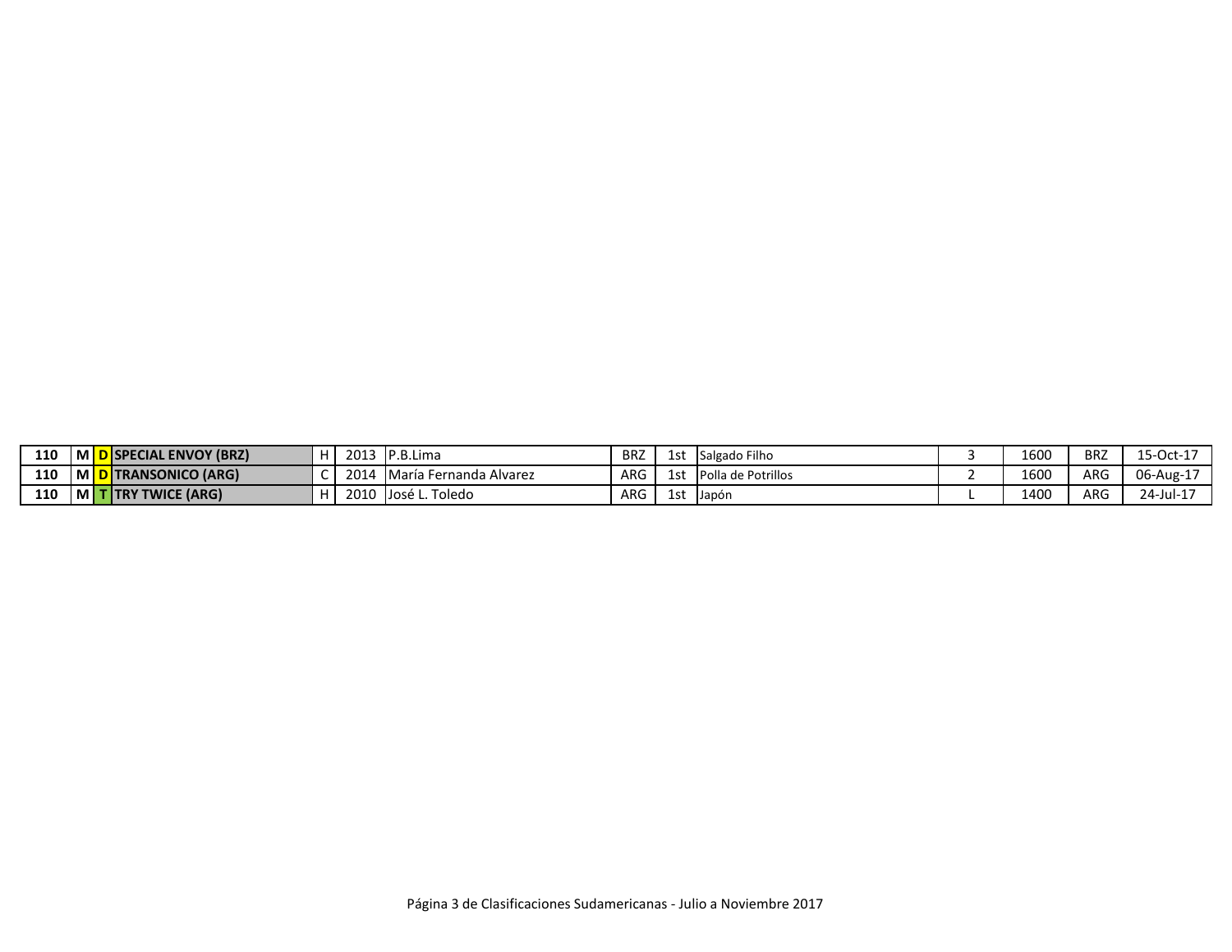| | | | | | | | | | | | | | |
|---|---|---|---|---|---|---|---|---|---|---|---|---|---|
| **110** | **M** | **D** | **SPECIAL ENVOY (BRZ)** | H | 2013 | P.B.Lima | BRZ | 1st | Salgado Filho | 3 | 1600 | BRZ | 15-Oct-17 |
| **110** | **M** | **D** | **TRANSONICO (ARG)** | C | 2014 | María Fernanda Alvarez | ARG | 1st | Polla de Potrillos | 2 | 1600 | ARG | 06-Aug-17 |
| **110** | **M** | **T** | **TRY TWICE (ARG)** | H | 2010 | José L. Toledo | ARG | 1st | Japón | L | 1400 | ARG | 24-Jul-17 |